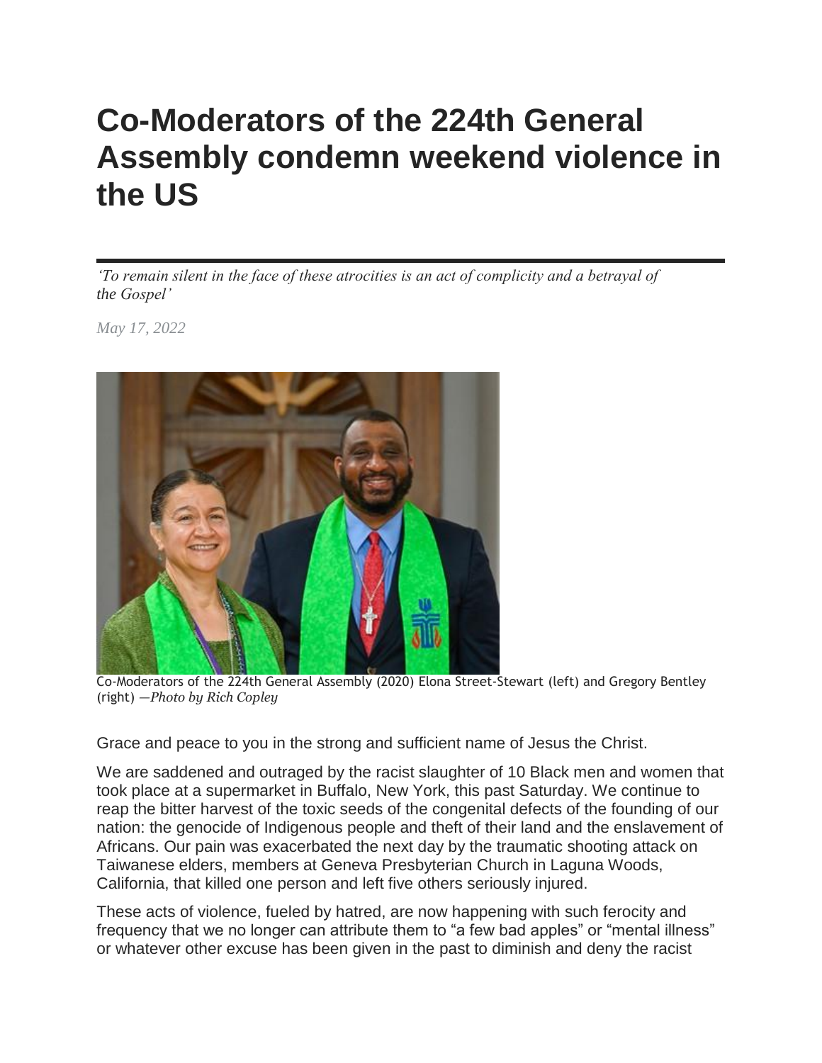# Co-Moderators of the 224th General Assembly condemn weekend violence in the US

*'To remain silent in the face of these atrocities is an act of complicity and a betrayal of the Gospel'*

*May 17, 2022*

Co-Moderators of the 224th General Assembly (2020) Elona Street-Stewart (left) and Gregory Bentley (right) —*Photo by Rich Copley*

Grace and peace to you in the strong and sufficient name of Jesus the Christ.

We are saddened and outraged by the racist slaughter of 10 Black men and women that took place at a supermarket in Buffalo, New York, this past Saturday. We continue to reap the bitter harvest of the toxic seeds of the congenital defects of the founding of our nation: the genocide of Indigenous people and theft of their land and the enslavement of Africans. Our pain was exacerbated the next day by the traumatic shooting attack on Taiwanese elders, members at Geneva Presbyterian Church in Laguna Woods, California, that killed one person and left five others seriously injured.

These acts of violence, fueled by hatred, are now happening with such ferocity and frequency that we no longer can attribute them to "a few bad apples" or "mental illness" or whatever other excuse has been given in the past to diminish and deny the racist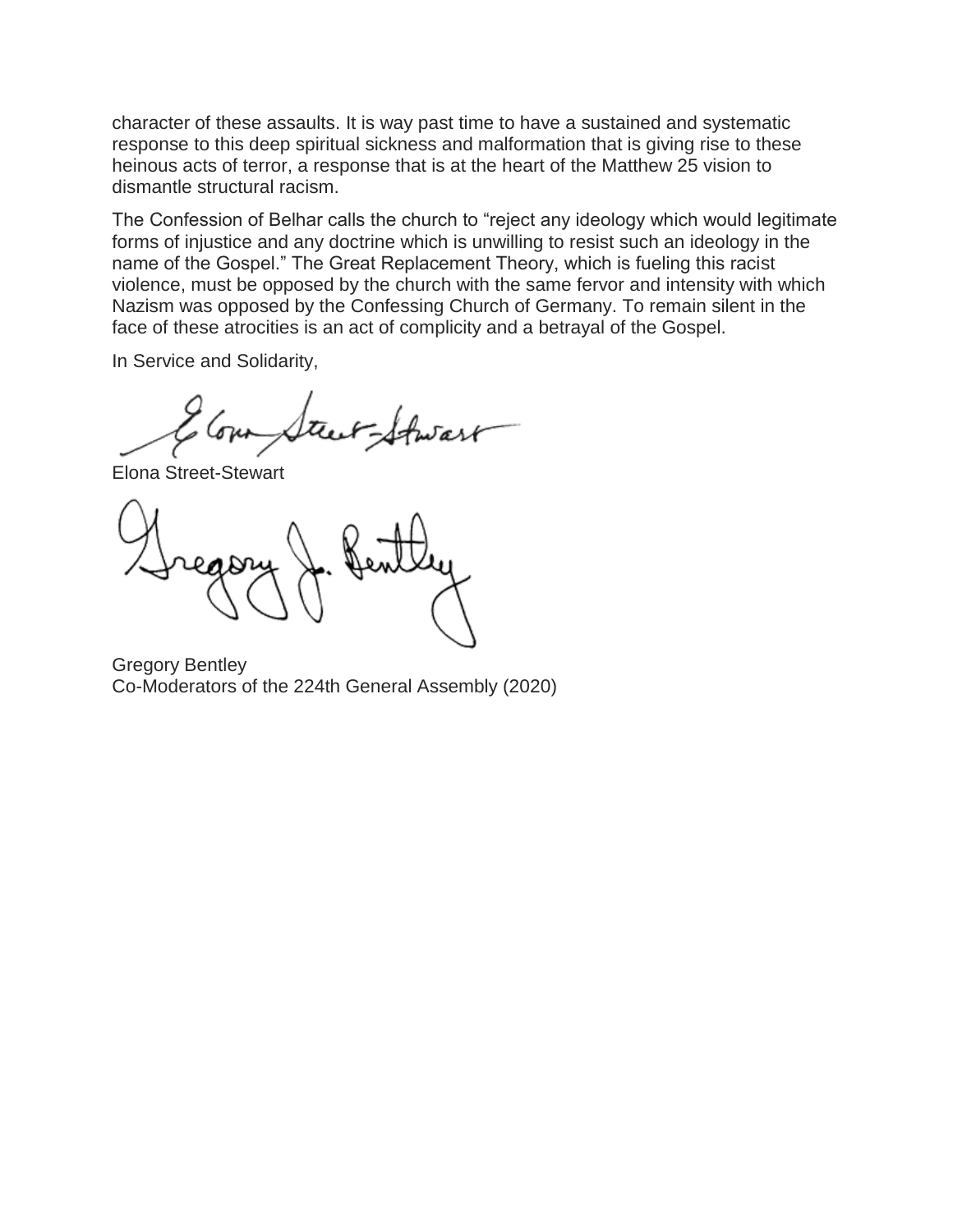character of these assaults. It is way past time to have a sustained and systematic response to this deep spiritual sickness and malformation that is giving rise to these heinous acts of terror, a response that is at the heart of the Matthew 25 vision to dismantle structural racism.

The Confession of Belhar calls the church to "reject any ideology which would legitimate forms of injustice and any doctrine which is unwilling to resist such an ideology in the name of the Gospel." The Great Replacement Theory, which is fueling this racist violence, must be opposed by the church with the same fervor and intensity with which Nazism was opposed by the Confessing Church of Germany. To remain silent in the face of these atrocities is an act of complicity and a betrayal of the Gospel.

In Service and Solidarity,

Elona Street-Stewart

Gregory Bentley
Co-Moderators of the 224th General Assembly (2020)